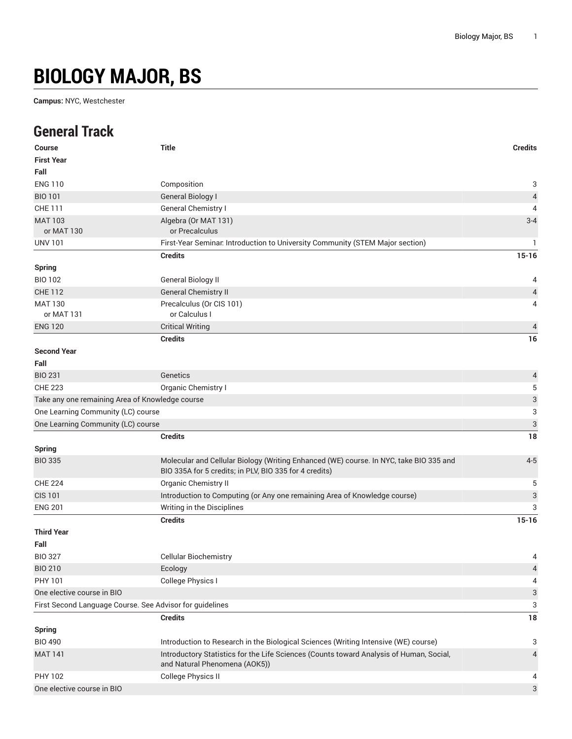# BIOLOGY MAJOR, BS

**Campus:** NYC, Westchester

## General Track

| Course | Title | Credits |
|---|---|---|
| **First Year** | | |
| **Fall** | | |
| ENG 110 | Composition | 3 |
| BIO 101 | General Biology I | 4 |
| CHE 111 | General Chemistry I | 4 |
| MAT 103<br>or MAT 130 | Algebra (Or MAT 131)<br>or Precalculus | 3-4 |
| UNV 101 | First-Year Seminar: Introduction to University Community (STEM Major section) | 1 |
| | **Credits** | **15-16** |
| **Spring** | | |
| BIO 102 | General Biology II | 4 |
| CHE 112 | General Chemistry II | 4 |
| MAT 130<br>or MAT 131 | Precalculus (Or CIS 101)<br>or Calculus I | 4 |
| ENG 120 | Critical Writing | 4 |
| | **Credits** | **16** |
| **Second Year** | | |
| **Fall** | | |
| BIO 231 | Genetics | 4 |
| CHE 223 | Organic Chemistry I | 5 |
| Take any one remaining Area of Knowledge course | | 3 |
| One Learning Community (LC) course | | 3 |
| One Learning Community (LC) course | | 3 |
| | **Credits** | **18** |
| **Spring** | | |
| BIO 335 | Molecular and Cellular Biology (Writing Enhanced (WE) course. In NYC, take BIO 335 and BIO 335A for 5 credits; in PLV, BIO 335 for 4 credits) | 4-5 |
| CHE 224 | Organic Chemistry II | 5 |
| CIS 101 | Introduction to Computing (or Any one remaining Area of Knowledge course) | 3 |
| ENG 201 | Writing in the Disciplines | 3 |
| | **Credits** | **15-16** |
| **Third Year** | | |
| **Fall** | | |
| BIO 327 | Cellular Biochemistry | 4 |
| BIO 210 | Ecology | 4 |
| PHY 101 | College Physics I | 4 |
| One elective course in BIO | | 3 |
| First Second Language Course. See Advisor for guidelines | | 3 |
| | **Credits** | **18** |
| **Spring** | | |
| BIO 490 | Introduction to Research in the Biological Sciences (Writing Intensive (WE) course) | 3 |
| MAT 141 | Introductory Statistics for the Life Sciences (Counts toward Analysis of Human, Social, and Natural Phenomena (AOK5)) | 4 |
| PHY 102 | College Physics II | 4 |
| One elective course in BIO | | 3 |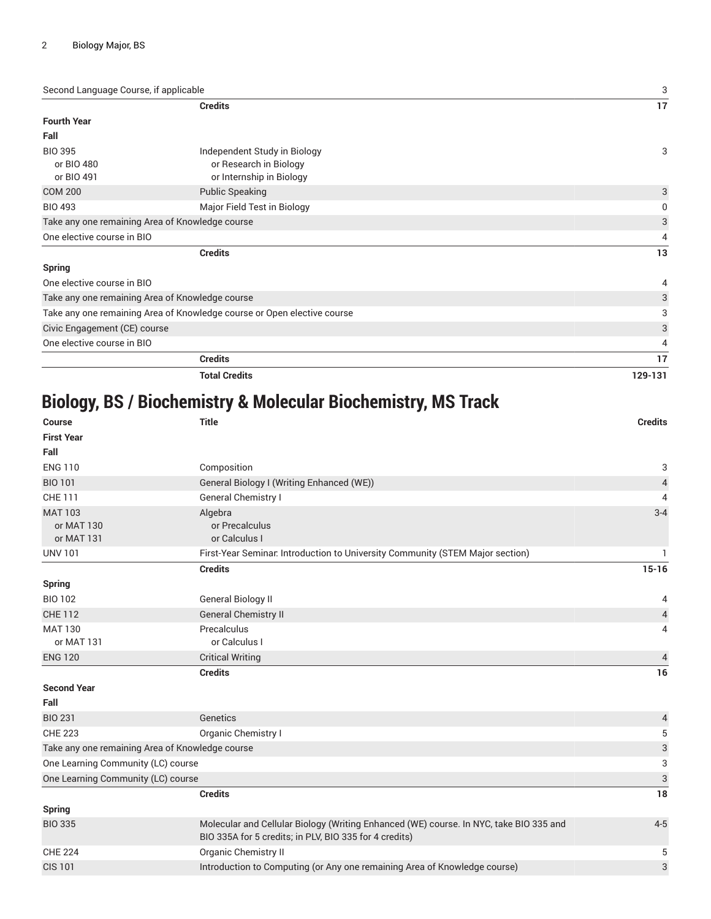| | | |
|---|---|---|
| Second Language Course, if applicable | | 3 |
| | **Credits** | **17** |
| **Fourth Year** | | |
| **Fall** | | |
| BIO 395<br>or BIO 480<br>or BIO 491 | Independent Study in Biology<br>or Research in Biology<br>or Internship in Biology | 3 |
| COM 200 | Public Speaking | 3 |
| BIO 493 | Major Field Test in Biology | 0 |
| Take any one remaining Area of Knowledge course | | 3 |
| One elective course in BIO | | 4 |
| | **Credits** | **13** |
| **Spring** | | |
| One elective course in BIO | | 4 |
| Take any one remaining Area of Knowledge course | | 3 |
| Take any one remaining Area of Knowledge course or Open elective course | | 3 |
| Civic Engagement (CE) course | | 3 |
| One elective course in BIO | | 4 |
| | **Credits** | **17** |
| | **Total Credits** | **129-131** |

## Biology, BS / Biochemistry & Molecular Biochemistry, MS Track

| Course | Title | Credits |
|---|---|---|
| **First Year** | | |
| **Fall** | | |
| ENG 110 | Composition | 3 |
| BIO 101 | General Biology I (Writing Enhanced (WE)) | 4 |
| CHE 111 | General Chemistry I | 4 |
| MAT 103<br>or MAT 130<br>or MAT 131 | Algebra<br>or Precalculus<br>or Calculus I | 3-4 |
| UNV 101 | First-Year Seminar: Introduction to University Community (STEM Major section) | 1 |
| | **Credits** | **15-16** |
| **Spring** | | |
| BIO 102 | General Biology II | 4 |
| CHE 112 | General Chemistry II | 4 |
| MAT 130<br>or MAT 131 | Precalculus<br>or Calculus I | 4 |
| ENG 120 | Critical Writing | 4 |
| | **Credits** | **16** |
| **Second Year** | | |
| **Fall** | | |
| BIO 231 | Genetics | 4 |
| CHE 223 | Organic Chemistry I | 5 |
| Take any one remaining Area of Knowledge course | | 3 |
| One Learning Community (LC) course | | 3 |
| One Learning Community (LC) course | | 3 |
| | **Credits** | **18** |
| **Spring** | | |
| BIO 335 | Molecular and Cellular Biology (Writing Enhanced (WE) course. In NYC, take BIO 335 and BIO 335A for 5 credits; in PLV, BIO 335 for 4 credits) | 4-5 |
| CHE 224 | Organic Chemistry II | 5 |
| CIS 101 | Introduction to Computing (or Any one remaining Area of Knowledge course) | 3 |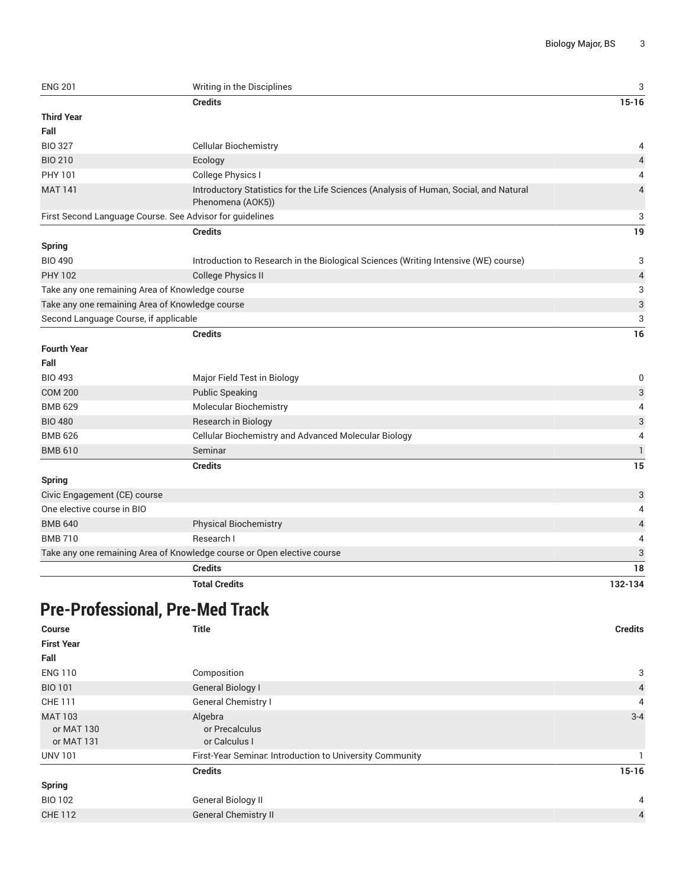| | | |
|---|---|---|
| ENG 201 | Writing in the Disciplines | 3 |
| | **Credits** | **15-16** |
| **Third Year** | | |
| **Fall** | | |
| BIO 327 | Cellular Biochemistry | 4 |
| BIO 210 | Ecology | 4 |
| PHY 101 | College Physics I | 4 |
| MAT 141 | Introductory Statistics for the Life Sciences (Analysis of Human, Social, and Natural Phenomena (AOK5)) | 4 |
| First Second Language Course. See Advisor for guidelines | | 3 |
| | **Credits** | **19** |
| **Spring** | | |
| BIO 490 | Introduction to Research in the Biological Sciences (Writing Intensive (WE) course) | 3 |
| PHY 102 | College Physics II | 4 |
| Take any one remaining Area of Knowledge course | | 3 |
| Take any one remaining Area of Knowledge course | | 3 |
| Second Language Course, if applicable | | 3 |
| | **Credits** | **16** |
| **Fourth Year** | | |
| **Fall** | | |
| BIO 493 | Major Field Test in Biology | 0 |
| COM 200 | Public Speaking | 3 |
| BMB 629 | Molecular Biochemistry | 4 |
| BIO 480 | Research in Biology | 3 |
| BMB 626 | Cellular Biochemistry and Advanced Molecular Biology | 4 |
| BMB 610 | Seminar | 1 |
| | **Credits** | **15** |
| **Spring** | | |
| Civic Engagement (CE) course | | 3 |
| One elective course in BIO | | 4 |
| BMB 640 | Physical Biochemistry | 4 |
| BMB 710 | Research I | 4 |
| Take any one remaining Area of Knowledge course or Open elective course | | 3 |
| | **Credits** | **18** |
| | **Total Credits** | **132-134** |

## Pre-Professional, Pre-Med Track

| Course | Title | Credits |
|---|---|---|
| **First Year** | | |
| **Fall** | | |
| ENG 110 | Composition | 3 |
| BIO 101 | General Biology I | 4 |
| CHE 111 | General Chemistry I | 4 |
| MAT 103<br>or MAT 130<br>or MAT 131 | Algebra<br>or Precalculus<br>or Calculus I | 3-4 |
| UNV 101 | First-Year Seminar: Introduction to University Community | 1 |
| | **Credits** | **15-16** |
| **Spring** | | |
| BIO 102 | General Biology II | 4 |
| CHE 112 | General Chemistry II | 4 |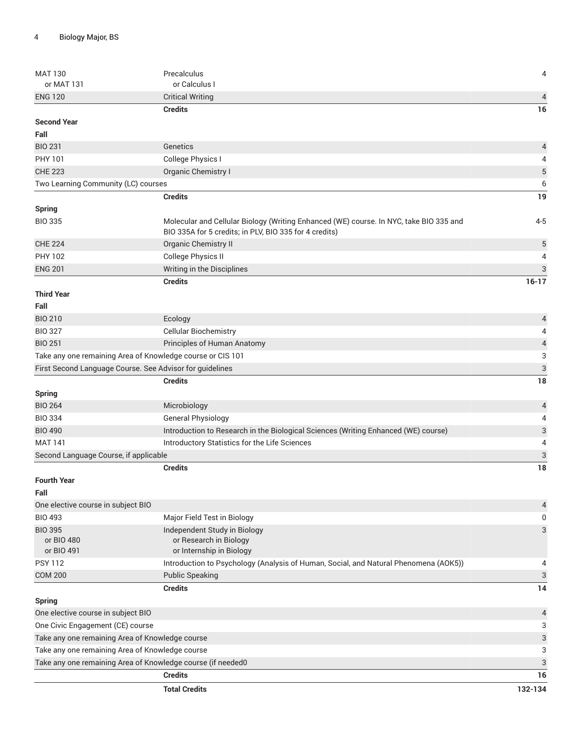| | | |
|---|---|---|
| MAT 130<br>or MAT 131 | Precalculus<br>or Calculus I | 4 |
| ENG 120 | Critical Writing | 4 |
| | **Credits** | **16** |
| **Second Year** | | |
| **Fall** | | |
| BIO 231 | Genetics | 4 |
| PHY 101 | College Physics I | 4 |
| CHE 223 | Organic Chemistry I | 5 |
| Two Learning Community (LC) courses | | 6 |
| | **Credits** | **19** |
| **Spring** | | |
| BIO 335 | Molecular and Cellular Biology (Writing Enhanced (WE) course. In NYC, take BIO 335 and BIO 335A for 5 credits; in PLV, BIO 335 for 4 credits) | 4-5 |
| CHE 224 | Organic Chemistry II | 5 |
| PHY 102 | College Physics II | 4 |
| ENG 201 | Writing in the Disciplines | 3 |
| | **Credits** | **16-17** |
| **Third Year** | | |
| **Fall** | | |
| BIO 210 | Ecology | 4 |
| BIO 327 | Cellular Biochemistry | 4 |
| BIO 251 | Principles of Human Anatomy | 4 |
| Take any one remaining Area of Knowledge course or CIS 101 | | 3 |
| First Second Language Course. See Advisor for guidelines | | 3 |
| | **Credits** | **18** |
| **Spring** | | |
| BIO 264 | Microbiology | 4 |
| BIO 334 | General Physiology | 4 |
| BIO 490 | Introduction to Research in the Biological Sciences (Writing Enhanced (WE) course) | 3 |
| MAT 141 | Introductory Statistics for the Life Sciences | 4 |
| Second Language Course, if applicable | | 3 |
| | **Credits** | **18** |
| **Fourth Year** | | |
| **Fall** | | |
| One elective course in subject BIO | | 4 |
| BIO 493 | Major Field Test in Biology | 0 |
| BIO 395<br>or BIO 480<br>or BIO 491 | Independent Study in Biology<br>or Research in Biology<br>or Internship in Biology | 3 |
| PSY 112 | Introduction to Psychology (Analysis of Human, Social, and Natural Phenomena (AOK5)) | 4 |
| COM 200 | Public Speaking | 3 |
| | **Credits** | **14** |
| **Spring** | | |
| One elective course in subject BIO | | 4 |
| One Civic Engagement (CE) course | | 3 |
| Take any one remaining Area of Knowledge course | | 3 |
| Take any one remaining Area of Knowledge course | | 3 |
| Take any one remaining Area of Knowledge course (if needed0 | | 3 |
| | **Credits** | **16** |
| | **Total Credits** | **132-134** |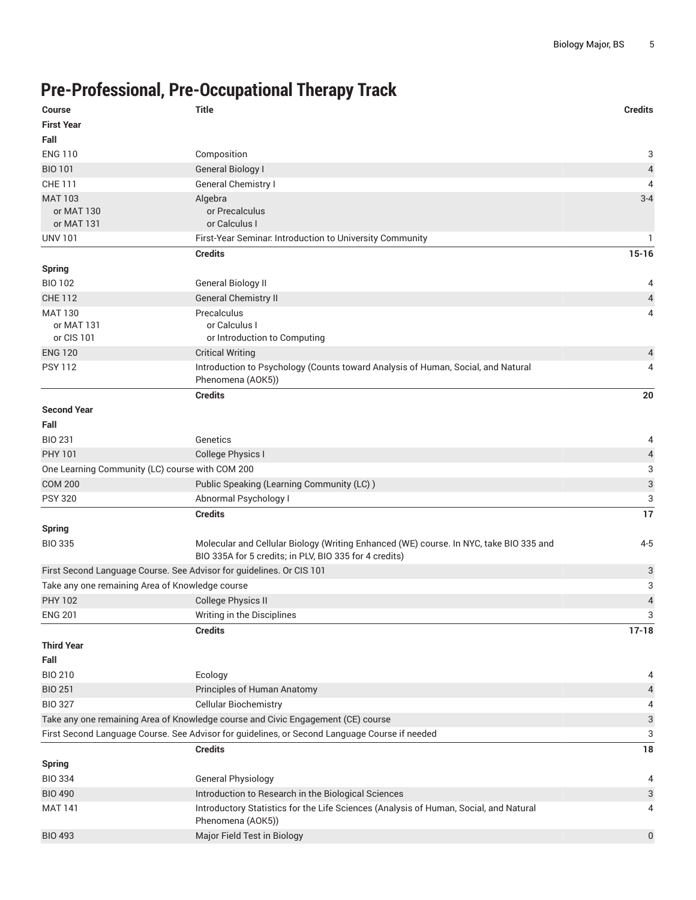# Pre-Professional, Pre-Occupational Therapy Track

| Course | Title | Credits |
|---|---|---|
| **First Year** | | |
| **Fall** | | |
| ENG 110 | Composition | 3 |
| BIO 101 | General Biology I | 4 |
| CHE 111 | General Chemistry I | 4 |
| MAT 103<br>or MAT 130<br>or MAT 131 | Algebra<br>or Precalculus<br>or Calculus I | 3-4 |
| UNV 101 | First-Year Seminar: Introduction to University Community | 1 |
| | **Credits** | **15-16** |
| **Spring** | | |
| BIO 102 | General Biology II | 4 |
| CHE 112 | General Chemistry II | 4 |
| MAT 130<br>or MAT 131<br>or CIS 101 | Precalculus<br>or Calculus I<br>or Introduction to Computing | 4 |
| ENG 120 | Critical Writing | 4 |
| PSY 112 | Introduction to Psychology (Counts toward Analysis of Human, Social, and Natural Phenomena (AOK5)) | 4 |
| | **Credits** | **20** |
| **Second Year** | | |
| **Fall** | | |
| BIO 231 | Genetics | 4 |
| PHY 101 | College Physics I | 4 |
| One Learning Community (LC) course with COM 200 | | 3 |
| COM 200 | Public Speaking (Learning Community (LC) ) | 3 |
| PSY 320 | Abnormal Psychology I | 3 |
| | **Credits** | **17** |
| **Spring** | | |
| BIO 335 | Molecular and Cellular Biology (Writing Enhanced (WE) course. In NYC, take BIO 335 and BIO 335A for 5 credits; in PLV, BIO 335 for 4 credits) | 4-5 |
| First Second Language Course. See Advisor for guidelines. Or CIS 101 | | 3 |
| Take any one remaining Area of Knowledge course | | 3 |
| PHY 102 | College Physics II | 4 |
| ENG 201 | Writing in the Disciplines | 3 |
| | **Credits** | **17-18** |
| **Third Year** | | |
| **Fall** | | |
| BIO 210 | Ecology | 4 |
| BIO 251 | Principles of Human Anatomy | 4 |
| BIO 327 | Cellular Biochemistry | 4 |
| Take any one remaining Area of Knowledge course and Civic Engagement (CE) course | | 3 |
| First Second Language Course. See Advisor for guidelines, or Second Language Course if needed | | 3 |
| | **Credits** | **18** |
| **Spring** | | |
| BIO 334 | General Physiology | 4 |
| BIO 490 | Introduction to Research in the Biological Sciences | 3 |
| MAT 141 | Introductory Statistics for the Life Sciences (Analysis of Human, Social, and Natural Phenomena (AOK5)) | 4 |
| BIO 493 | Major Field Test in Biology | 0 |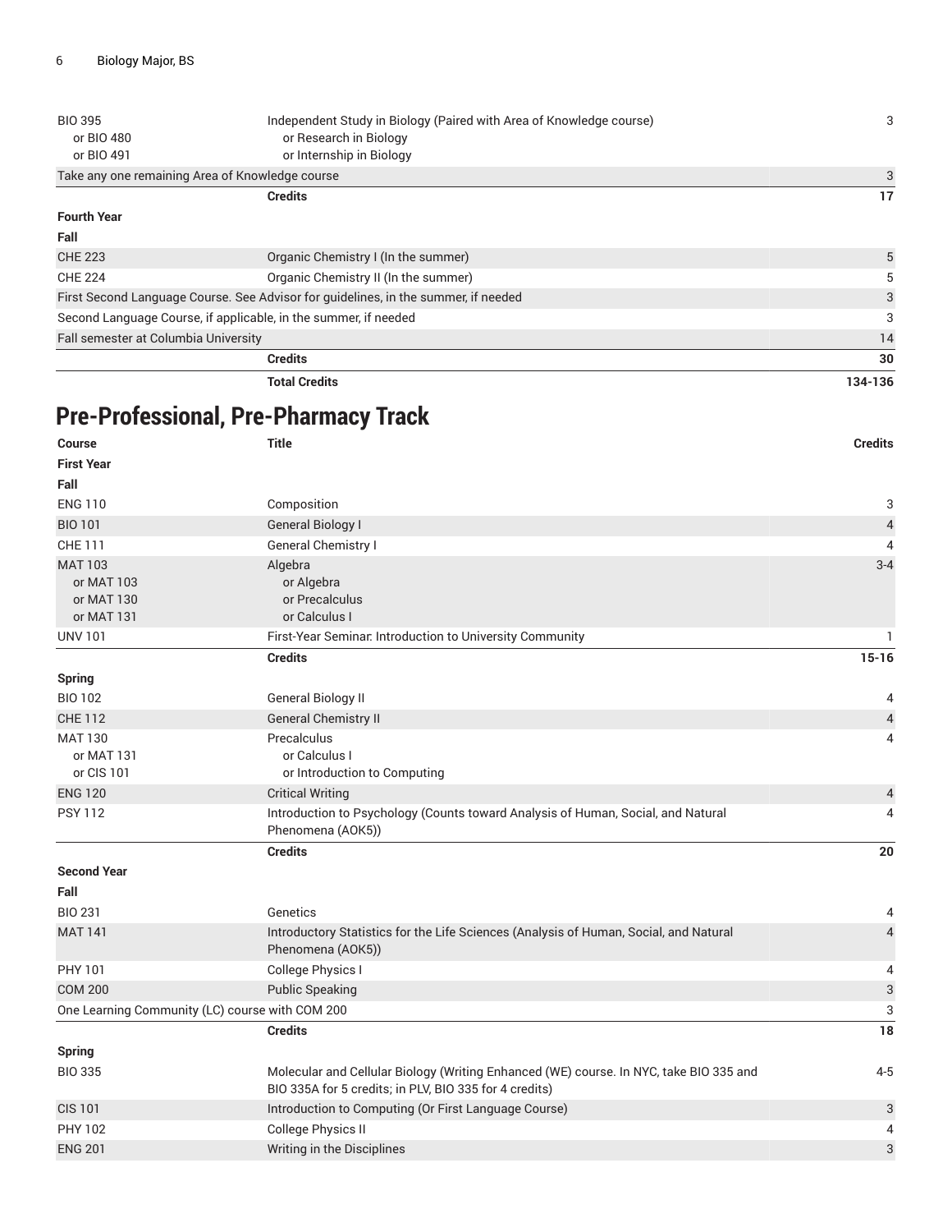| | | |
|---|---|---|
| BIO 395<br>or BIO 480<br>or BIO 491 | Independent Study in Biology (Paired with Area of Knowledge course)<br>or Research in Biology<br>or Internship in Biology | 3 |
| Take any one remaining Area of Knowledge course | | 3 |
| | **Credits** | **17** |
| **Fourth Year** | | |
| **Fall** | | |
| CHE 223 | Organic Chemistry I (In the summer) | 5 |
| CHE 224 | Organic Chemistry II (In the summer) | 5 |
| First Second Language Course. See Advisor for guidelines, in the summer, if needed | | 3 |
| Second Language Course, if applicable, in the summer, if needed | | 3 |
| Fall semester at Columbia University | | 14 |
| | **Credits** | **30** |
| | **Total Credits** | **134-136** |

## Pre-Professional, Pre-Pharmacy Track

| Course | Title | Credits |
|---|---|---|
| **First Year** | | |
| **Fall** | | |
| ENG 110 | Composition | 3 |
| BIO 101 | General Biology I | 4 |
| CHE 111 | General Chemistry I | 4 |
| MAT 103<br>or MAT 103<br>or MAT 130<br>or MAT 131 | Algebra<br>or Algebra<br>or Precalculus<br>or Calculus I | 3-4 |
| UNV 101 | First-Year Seminar: Introduction to University Community | 1 |
| | **Credits** | **15-16** |
| **Spring** | | |
| BIO 102 | General Biology II | 4 |
| CHE 112 | General Chemistry II | 4 |
| MAT 130<br>or MAT 131<br>or CIS 101 | Precalculus<br>or Calculus I<br>or Introduction to Computing | 4 |
| ENG 120 | Critical Writing | 4 |
| PSY 112 | Introduction to Psychology (Counts toward Analysis of Human, Social, and Natural Phenomena (AOK5)) | 4 |
| | **Credits** | **20** |
| **Second Year** | | |
| **Fall** | | |
| BIO 231 | Genetics | 4 |
| MAT 141 | Introductory Statistics for the Life Sciences (Analysis of Human, Social, and Natural Phenomena (AOK5)) | 4 |
| PHY 101 | College Physics I | 4 |
| COM 200 | Public Speaking | 3 |
| One Learning Community (LC) course with COM 200 | | 3 |
| | **Credits** | **18** |
| **Spring** | | |
| BIO 335 | Molecular and Cellular Biology (Writing Enhanced (WE) course. In NYC, take BIO 335 and BIO 335A for 5 credits; in PLV, BIO 335 for 4 credits) | 4-5 |
| CIS 101 | Introduction to Computing (Or First Language Course) | 3 |
| PHY 102 | College Physics II | 4 |
| ENG 201 | Writing in the Disciplines | 3 |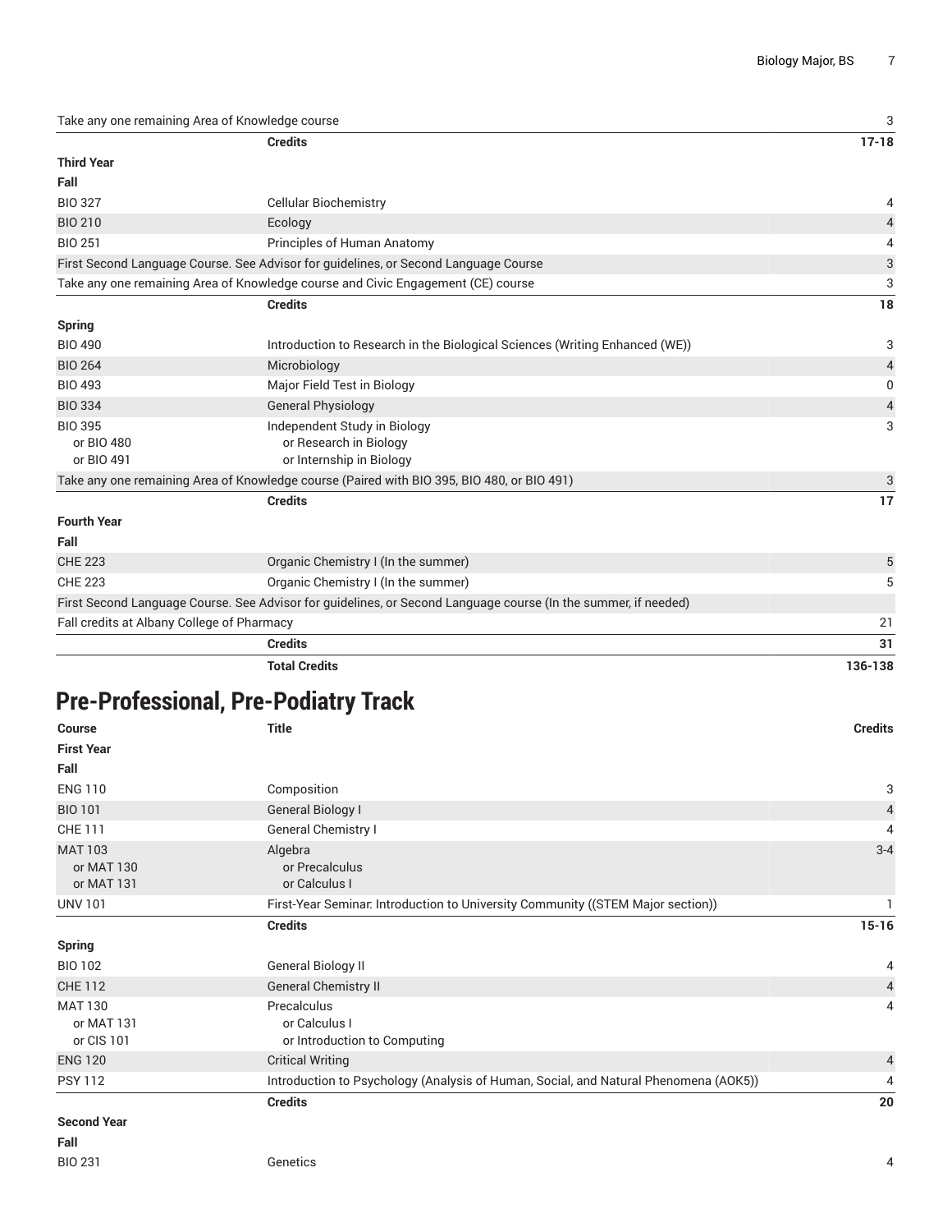| | | |
|---|---|---|
| Take any one remaining Area of Knowledge course | | 3 |
| | **Credits** | **17-18** |
| **Third Year** | | |
| **Fall** | | |
| BIO 327 | Cellular Biochemistry | 4 |
| BIO 210 | Ecology | 4 |
| BIO 251 | Principles of Human Anatomy | 4 |
| First Second Language Course. See Advisor for guidelines, or Second Language Course | | 3 |
| Take any one remaining Area of Knowledge course and Civic Engagement (CE) course | | 3 |
| | **Credits** | **18** |
| **Spring** | | |
| BIO 490 | Introduction to Research in the Biological Sciences (Writing Enhanced (WE)) | 3 |
| BIO 264 | Microbiology | 4 |
| BIO 493 | Major Field Test in Biology | 0 |
| BIO 334 | General Physiology | 4 |
| BIO 395<br>or BIO 480<br>or BIO 491 | Independent Study in Biology<br>or Research in Biology<br>or Internship in Biology | 3 |
| Take any one remaining Area of Knowledge course (Paired with BIO 395, BIO 480, or BIO 491) | | 3 |
| | **Credits** | **17** |
| **Fourth Year** | | |
| **Fall** | | |
| CHE 223 | Organic Chemistry I (In the summer) | 5 |
| CHE 223 | Organic Chemistry I (In the summer) | 5 |
| First Second Language Course. See Advisor for guidelines, or Second Language course (In the summer, if needed) | | |
| Fall credits at Albany College of Pharmacy | | 21 |
| | **Credits** | **31** |
| | **Total Credits** | **136-138** |

## Pre-Professional, Pre-Podiatry Track

| Course | Title | Credits |
|---|---|---|
| **First Year** | | |
| **Fall** | | |
| ENG 110 | Composition | 3 |
| BIO 101 | General Biology I | 4 |
| CHE 111 | General Chemistry I | 4 |
| MAT 103<br>or MAT 130<br>or MAT 131 | Algebra<br>or Precalculus<br>or Calculus I | 3-4 |
| UNV 101 | First-Year Seminar: Introduction to University Community ((STEM Major section)) | 1 |
| | **Credits** | **15-16** |
| **Spring** | | |
| BIO 102 | General Biology II | 4 |
| CHE 112 | General Chemistry II | 4 |
| MAT 130<br>or MAT 131<br>or CIS 101 | Precalculus<br>or Calculus I<br>or Introduction to Computing | 4 |
| ENG 120 | Critical Writing | 4 |
| PSY 112 | Introduction to Psychology (Analysis of Human, Social, and Natural Phenomena (AOK5)) | 4 |
| | **Credits** | **20** |
| **Second Year** | | |
| **Fall** | | |
| BIO 231 | Genetics | 4 |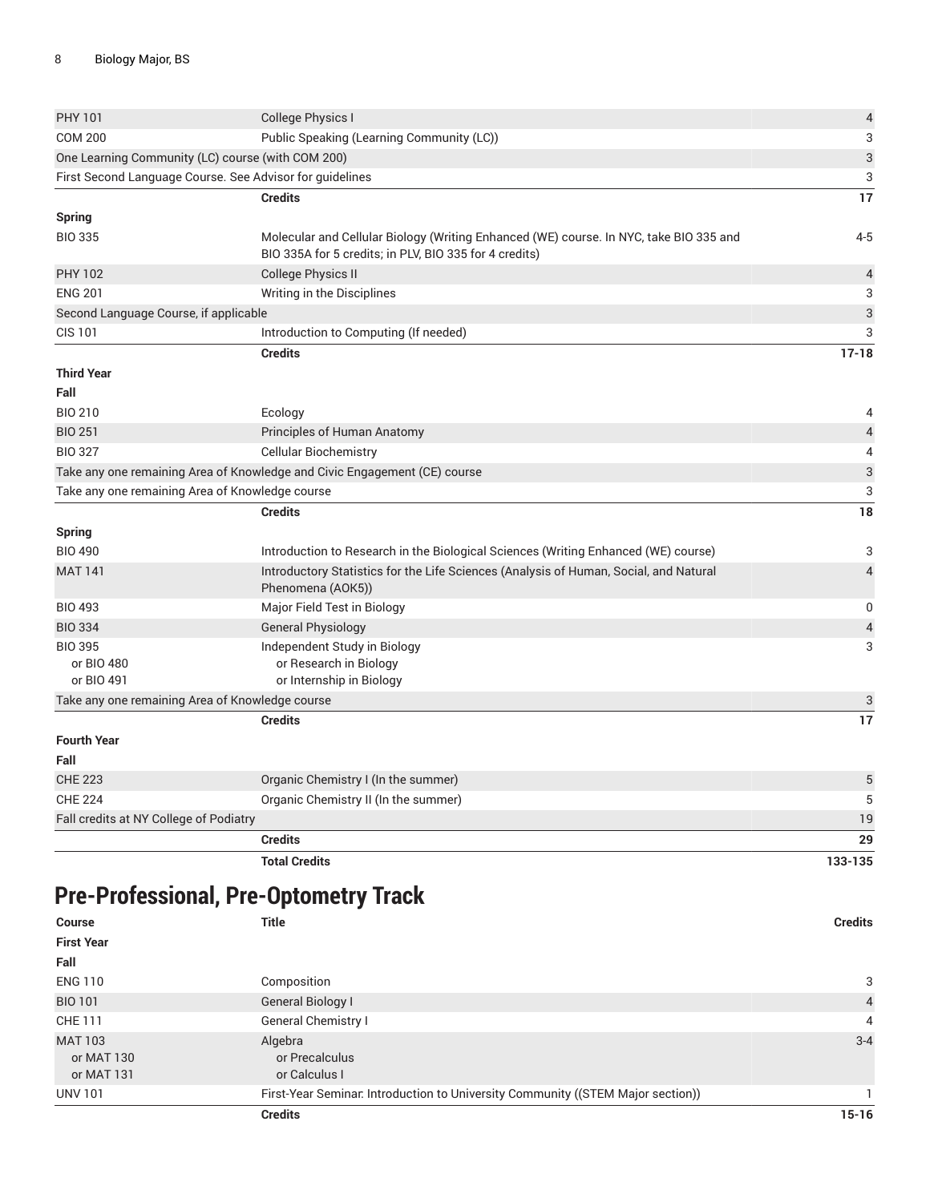| | | |
|---|---|---|
| PHY 101 | College Physics I | 4 |
| COM 200 | Public Speaking (Learning Community (LC)) | 3 |
| One Learning Community (LC) course (with COM 200) | | 3 |
| First Second Language Course. See Advisor for guidelines | | 3 |
| | **Credits** | **17** |
| **Spring** | | |
| BIO 335 | Molecular and Cellular Biology (Writing Enhanced (WE) course. In NYC, take BIO 335 and BIO 335A for 5 credits; in PLV, BIO 335 for 4 credits) | 4-5 |
| PHY 102 | College Physics II | 4 |
| ENG 201 | Writing in the Disciplines | 3 |
| Second Language Course, if applicable | | 3 |
| CIS 101 | Introduction to Computing (If needed) | 3 |
| | **Credits** | **17-18** |
| **Third Year** | | |
| **Fall** | | |
| BIO 210 | Ecology | 4 |
| BIO 251 | Principles of Human Anatomy | 4 |
| BIO 327 | Cellular Biochemistry | 4 |
| Take any one remaining Area of Knowledge and Civic Engagement (CE) course | | 3 |
| Take any one remaining Area of Knowledge course | | 3 |
| | **Credits** | **18** |
| **Spring** | | |
| BIO 490 | Introduction to Research in the Biological Sciences (Writing Enhanced (WE) course) | 3 |
| MAT 141 | Introductory Statistics for the Life Sciences (Analysis of Human, Social, and Natural Phenomena (AOK5)) | 4 |
| BIO 493 | Major Field Test in Biology | 0 |
| BIO 334 | General Physiology | 4 |
| BIO 395<br>or BIO 480<br>or BIO 491 | Independent Study in Biology<br>or Research in Biology<br>or Internship in Biology | 3 |
| Take any one remaining Area of Knowledge course | | 3 |
| | **Credits** | **17** |
| **Fourth Year** | | |
| **Fall** | | |
| CHE 223 | Organic Chemistry I (In the summer) | 5 |
| CHE 224 | Organic Chemistry II (In the summer) | 5 |
| Fall credits at NY College of Podiatry | | 19 |
| | **Credits** | **29** |
| | **Total Credits** | **133-135** |

## Pre-Professional, Pre-Optometry Track

| Course | Title | Credits |
|---|---|---|
| **First Year** | | |
| **Fall** | | |
| ENG 110 | Composition | 3 |
| BIO 101 | General Biology I | 4 |
| CHE 111 | General Chemistry I | 4 |
| MAT 103<br>or MAT 130<br>or MAT 131 | Algebra<br>or Precalculus<br>or Calculus I | 3-4 |
| UNV 101 | First-Year Seminar: Introduction to University Community ((STEM Major section)) | 1 |
| | **Credits** | **15-16** |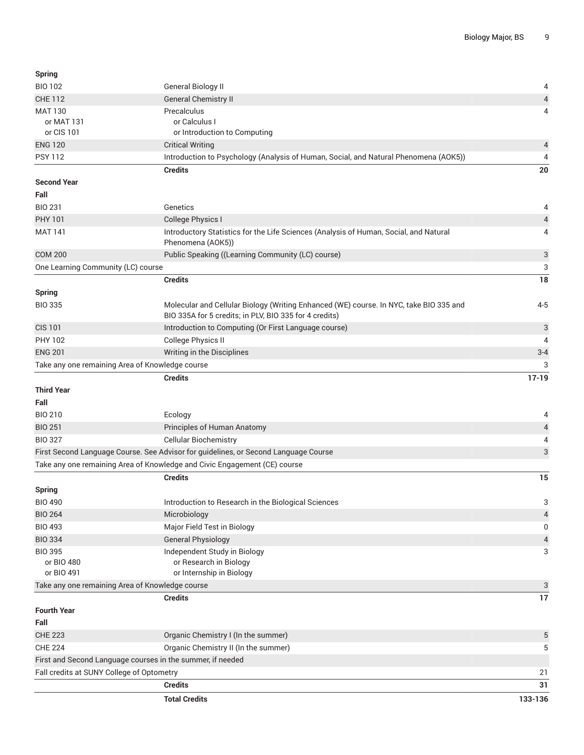| | | |
|---|---|---|
| **Spring** | | |
| BIO 102 | General Biology II | 4 |
| CHE 112 | General Chemistry II | 4 |
| MAT 130<br>or MAT 131<br>or CIS 101 | Precalculus<br>or Calculus I<br>or Introduction to Computing | 4 |
| ENG 120 | Critical Writing | 4 |
| PSY 112 | Introduction to Psychology (Analysis of Human, Social, and Natural Phenomena (AOK5)) | 4 |
| | **Credits** | **20** |
| **Second Year** | | |
| **Fall** | | |
| BIO 231 | Genetics | 4 |
| PHY 101 | College Physics I | 4 |
| MAT 141 | Introductory Statistics for the Life Sciences (Analysis of Human, Social, and Natural Phenomena (AOK5)) | 4 |
| COM 200 | Public Speaking ((Learning Community (LC) course) | 3 |
| One Learning Community (LC) course | | 3 |
| | **Credits** | **18** |
| **Spring** | | |
| BIO 335 | Molecular and Cellular Biology (Writing Enhanced (WE) course. In NYC, take BIO 335 and BIO 335A for 5 credits; in PLV, BIO 335 for 4 credits) | 4-5 |
| CIS 101 | Introduction to Computing (Or First Language course) | 3 |
| PHY 102 | College Physics II | 4 |
| ENG 201 | Writing in the Disciplines | 3-4 |
| Take any one remaining Area of Knowledge course | | 3 |
| | **Credits** | **17-19** |
| **Third Year** | | |
| **Fall** | | |
| BIO 210 | Ecology | 4 |
| BIO 251 | Principles of Human Anatomy | 4 |
| BIO 327 | Cellular Biochemistry | 4 |
| First Second Language Course. See Advisor for guidelines, or Second Language Course | | 3 |
| Take any one remaining Area of Knowledge and Civic Engagement (CE) course | | |
| | **Credits** | **15** |
| **Spring** | | |
| BIO 490 | Introduction to Research in the Biological Sciences | 3 |
| BIO 264 | Microbiology | 4 |
| BIO 493 | Major Field Test in Biology | 0 |
| BIO 334 | General Physiology | 4 |
| BIO 395<br>or BIO 480<br>or BIO 491 | Independent Study in Biology<br>or Research in Biology<br>or Internship in Biology | 3 |
| Take any one remaining Area of Knowledge course | | 3 |
| | **Credits** | **17** |
| **Fourth Year** | | |
| **Fall** | | |
| CHE 223 | Organic Chemistry I (In the summer) | 5 |
| CHE 224 | Organic Chemistry II (In the summer) | 5 |
| First and Second Language courses in the summer, if needed | | |
| Fall credits at SUNY College of Optometry | | 21 |
| | **Credits** | **31** |
| | **Total Credits** | **133-136** |